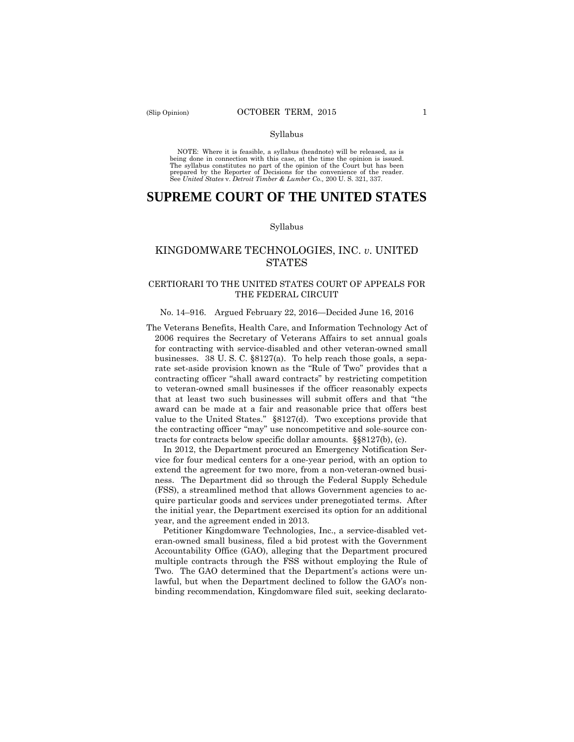Syllabus

NOTE: Where it is feasible, a syllabus (headnote) will be released, as is being done in connection with this case, at the time the opinion is issued. The syllabus constitutes no part of the opinion of the Court but has been prepared by the Reporter of Decisions for the convenience of the reader. See *United States* v. *Detroit Timber & Lumber Co.,* 200 U. S. 321, 337.

# SUPREME COURT OF THE UNITED STATES

Syllabus

## KINGDOMWARE TECHNOLOGIES, INC. *v.* UNITED STATES

### CERTIORARI TO THE UNITED STATES COURT OF APPEALS FOR THE FEDERAL CIRCUIT

No. 14–916. Argued February 22, 2016—Decided June 16, 2016

The Veterans Benefits, Health Care, and Information Technology Act of 2006 requires the Secretary of Veterans Affairs to set annual goals for contracting with service-disabled and other veteran-owned small businesses. 38 U. S. C. §8127(a). To help reach those goals, a separate set-aside provision known as the "Rule of Two" provides that a contracting officer "shall award contracts" by restricting competition to veteran-owned small businesses if the officer reasonably expects that at least two such businesses will submit offers and that "the award can be made at a fair and reasonable price that offers best value to the United States." §8127(d). Two exceptions provide that the contracting officer "may" use noncompetitive and sole-source contracts for contracts below specific dollar amounts. §§8127(b), (c).

In 2012, the Department procured an Emergency Notification Service for four medical centers for a one-year period, with an option to extend the agreement for two more, from a non-veteran-owned business. The Department did so through the Federal Supply Schedule (FSS), a streamlined method that allows Government agencies to acquire particular goods and services under prenegotiated terms. After the initial year, the Department exercised its option for an additional year, and the agreement ended in 2013.

Petitioner Kingdomware Technologies, Inc., a service-disabled veteran-owned small business, filed a bid protest with the Government Accountability Office (GAO), alleging that the Department procured multiple contracts through the FSS without employing the Rule of Two. The GAO determined that the Department's actions were unlawful, but when the Department declined to follow the GAO's nonbinding recommendation, Kingdomware filed suit, seeking declarato-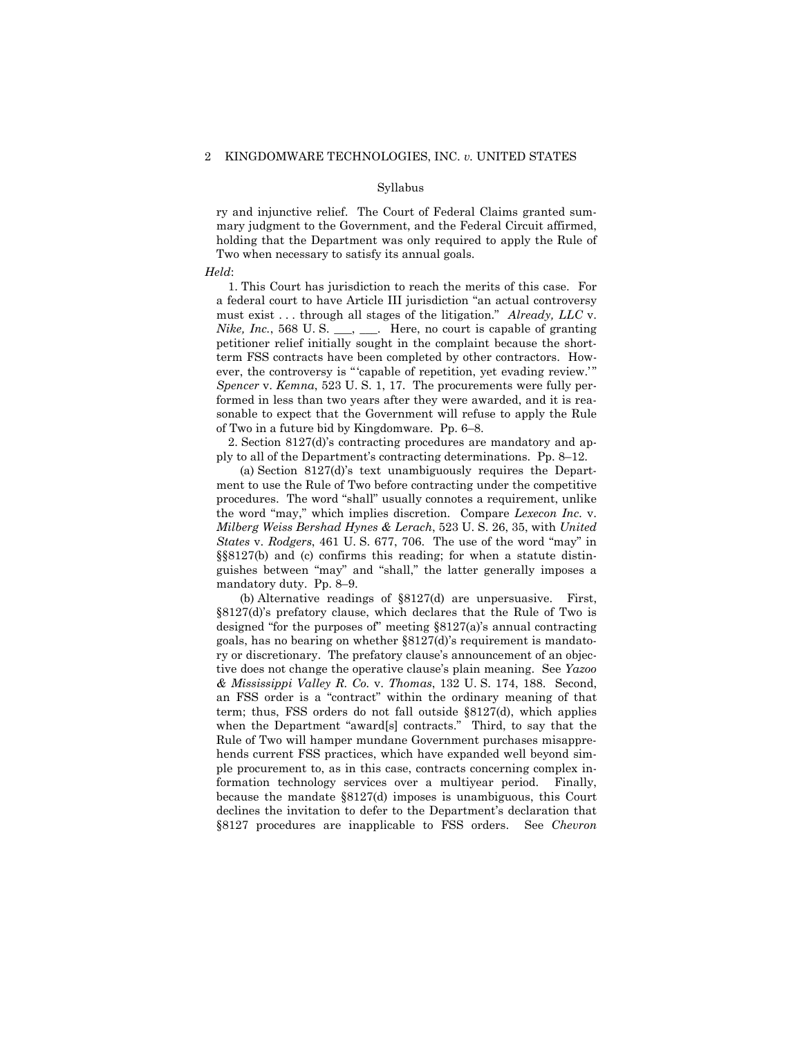ry and injunctive relief. The Court of Federal Claims granted summary judgment to the Government, and the Federal Circuit affirmed, holding that the Department was only required to apply the Rule of Two when necessary to satisfy its annual goals.

*Held*:

1. This Court has jurisdiction to reach the merits of this case. For a federal court to have Article III jurisdiction "an actual controversy must exist . . . through all stages of the litigation." *Already, LLC* v. *Nike, Inc.*, 568 U. S. ___, ___. Here, no court is capable of granting petitioner relief initially sought in the complaint because the short-term FSS contracts have been completed by other contractors. However, the controversy is "'capable of repetition, yet evading review.'" *Spencer* v. *Kemna*, 523 U. S. 1, 17. The procurements were fully performed in less than two years after they were awarded, and it is reasonable to expect that the Government will refuse to apply the Rule of Two in a future bid by Kingdomware. Pp. 6–8.

2. Section 8127(d)'s contracting procedures are mandatory and apply to all of the Department's contracting determinations. Pp. 8–12.

(a) Section 8127(d)'s text unambiguously requires the Department to use the Rule of Two before contracting under the competitive procedures. The word "shall" usually connotes a requirement, unlike the word "may," which implies discretion. Compare *Lexecon Inc.* v. *Milberg Weiss Bershad Hynes & Lerach*, 523 U. S. 26, 35, with *United States* v. *Rodgers*, 461 U. S. 677, 706. The use of the word "may" in §§8127(b) and (c) confirms this reading; for when a statute distinguishes between "may" and "shall," the latter generally imposes a mandatory duty. Pp. 8–9.

(b) Alternative readings of §8127(d) are unpersuasive. First, §8127(d)'s prefatory clause, which declares that the Rule of Two is designed "for the purposes of" meeting §8127(a)'s annual contracting goals, has no bearing on whether §8127(d)'s requirement is mandatory or discretionary. The prefatory clause's announcement of an objective does not change the operative clause's plain meaning. See *Yazoo & Mississippi Valley R. Co.* v. *Thomas*, 132 U. S. 174, 188. Second, an FSS order is a "contract" within the ordinary meaning of that term; thus, FSS orders do not fall outside §8127(d), which applies when the Department "award[s] contracts." Third, to say that the Rule of Two will hamper mundane Government purchases misapprehends current FSS practices, which have expanded well beyond simple procurement to, as in this case, contracts concerning complex information technology services over a multiyear period. Finally, because the mandate §8127(d) imposes is unambiguous, this Court declines the invitation to defer to the Department's declaration that §8127 procedures are inapplicable to FSS orders. See *Chevron*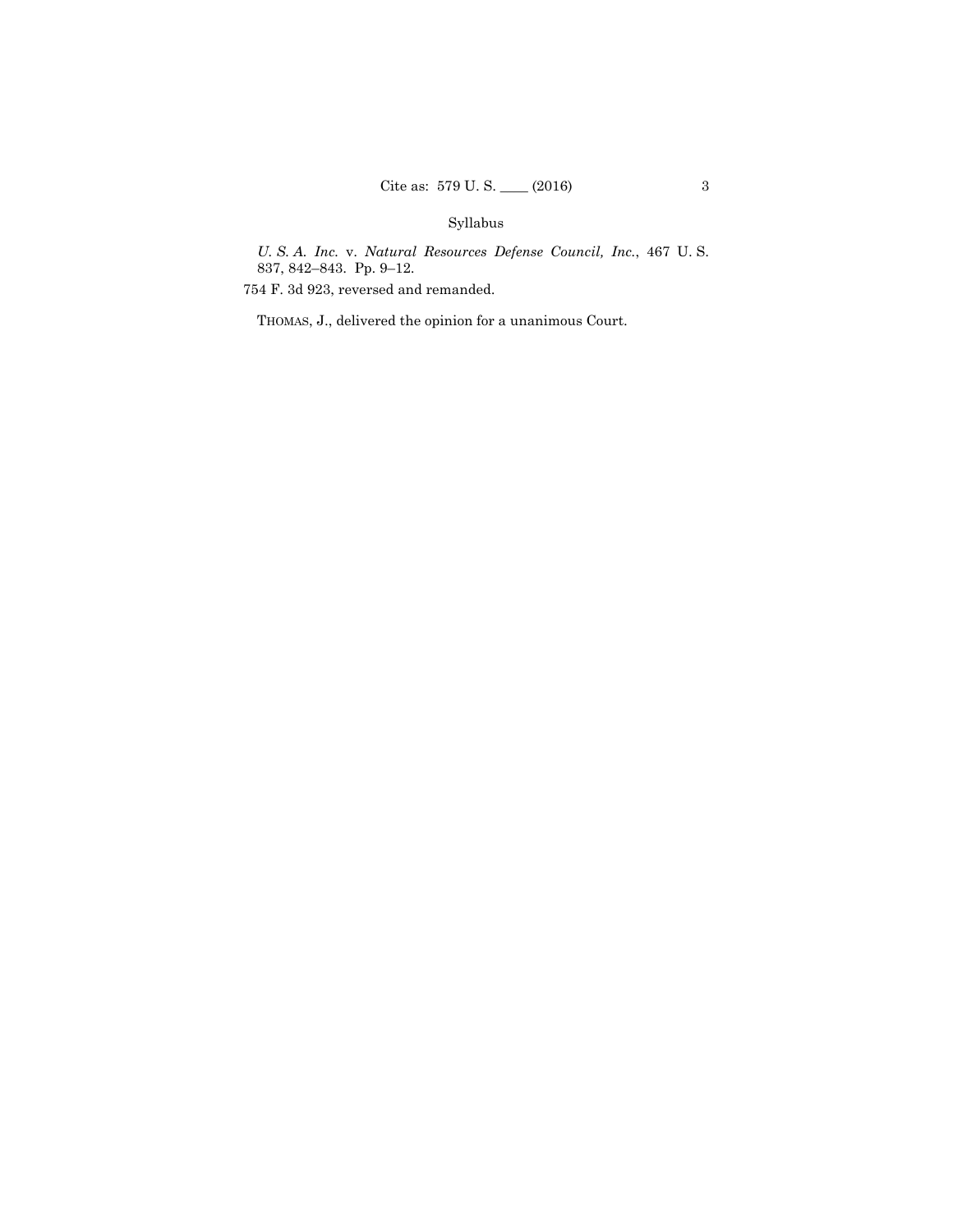Syllabus

*U. S. A. Inc.* v. *Natural Resources Defense Council, Inc.*, 467 U. S. 837, 842–843. Pp. 9–12.

754 F. 3d 923, reversed and remanded.

THOMAS, J., delivered the opinion for a unanimous Court.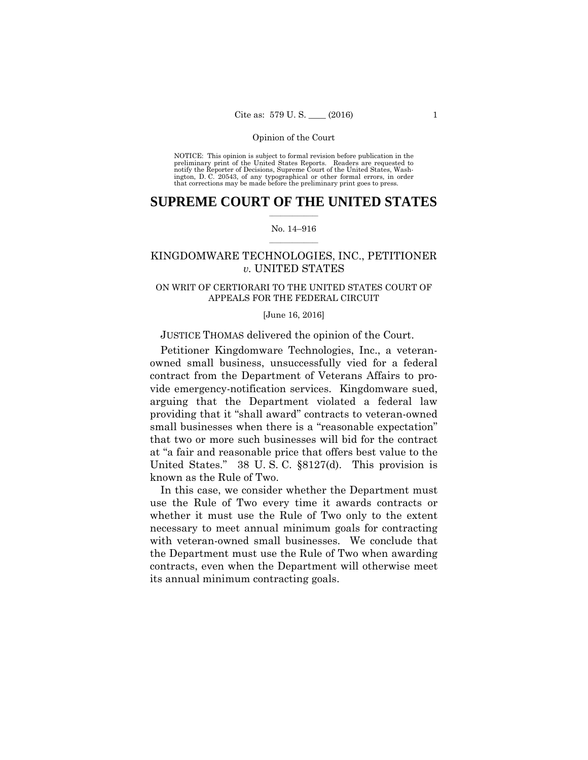Opinion of the Court

NOTICE: This opinion is subject to formal revision before publication in the preliminary print of the United States Reports. Readers are requested to notify the Reporter of Decisions, Supreme Court of the United States, Washington, D. C. 20543, of any typographical or other formal errors, in order that corrections may be made before the preliminary print goes to press.

# SUPREME COURT OF THE UNITED STATES

No. 14–916

KINGDOMWARE TECHNOLOGIES, INC., PETITIONER *v.* UNITED STATES

ON WRIT OF CERTIORARI TO THE UNITED STATES COURT OF APPEALS FOR THE FEDERAL CIRCUIT

[June 16, 2016]

JUSTICE THOMAS delivered the opinion of the Court.

Petitioner Kingdomware Technologies, Inc., a veteran-owned small business, unsuccessfully vied for a federal contract from the Department of Veterans Affairs to provide emergency-notification services. Kingdomware sued, arguing that the Department violated a federal law providing that it "shall award" contracts to veteran-owned small businesses when there is a "reasonable expectation" that two or more such businesses will bid for the contract at "a fair and reasonable price that offers best value to the United States." 38 U. S. C. §8127(d). This provision is known as the Rule of Two.

In this case, we consider whether the Department must use the Rule of Two every time it awards contracts or whether it must use the Rule of Two only to the extent necessary to meet annual minimum goals for contracting with veteran-owned small businesses. We conclude that the Department must use the Rule of Two when awarding contracts, even when the Department will otherwise meet its annual minimum contracting goals.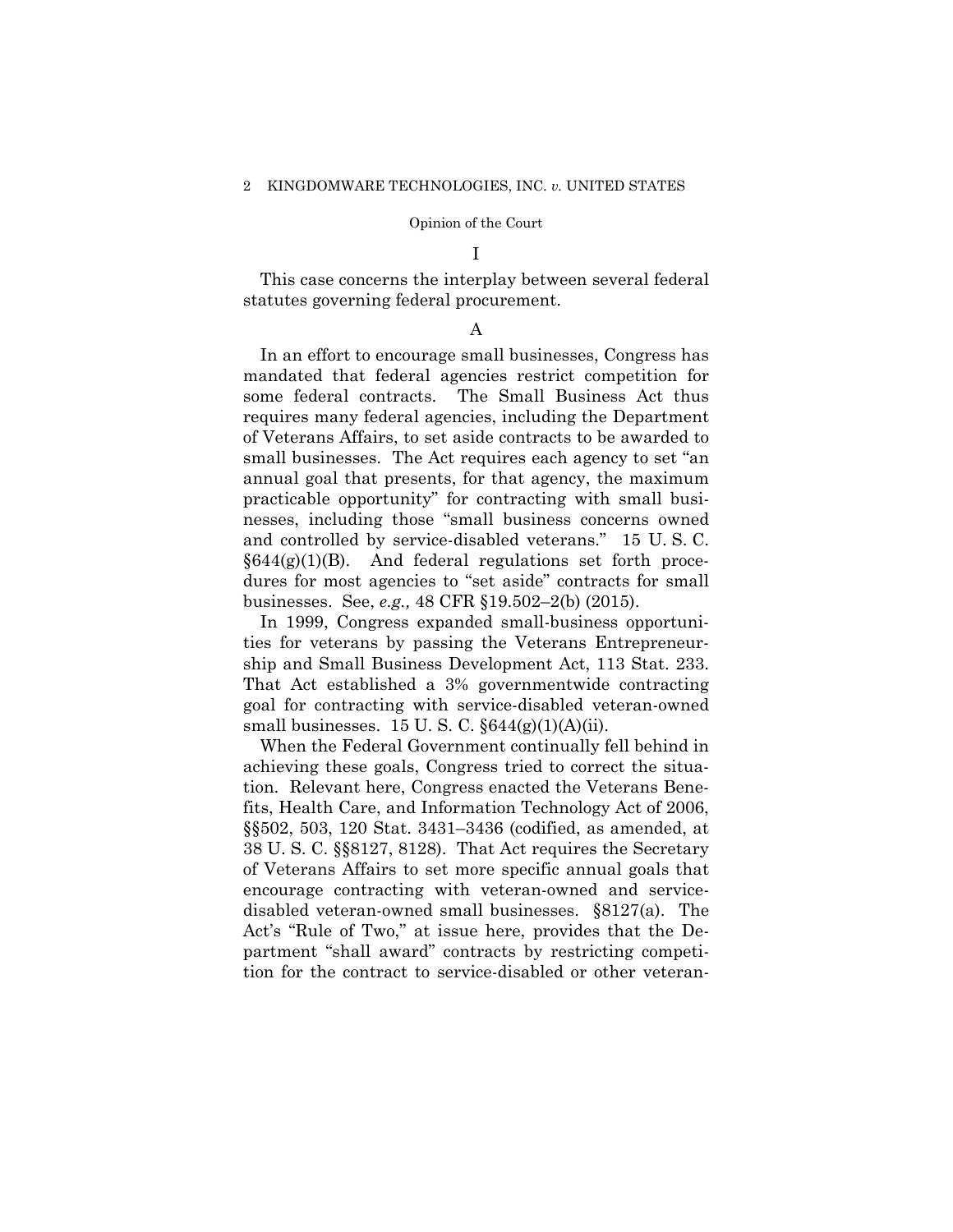Opinion of the Court

## I

This case concerns the interplay between several federal statutes governing federal procurement.

### A

In an effort to encourage small businesses, Congress has mandated that federal agencies restrict competition for some federal contracts. The Small Business Act thus requires many federal agencies, including the Department of Veterans Affairs, to set aside contracts to be awarded to small businesses. The Act requires each agency to set "an annual goal that presents, for that agency, the maximum practicable opportunity" for contracting with small businesses, including those "small business concerns owned and controlled by service-disabled veterans." 15 U. S. C. §644(g)(1)(B). And federal regulations set forth procedures for most agencies to "set aside" contracts for small businesses. See, *e.g.,* 48 CFR §19.502–2(b) (2015).

In 1999, Congress expanded small-business opportunities for veterans by passing the Veterans Entrepreneurship and Small Business Development Act, 113 Stat. 233. That Act established a 3% governmentwide contracting goal for contracting with service-disabled veteran-owned small businesses. 15 U. S. C. §644(g)(1)(A)(ii).

When the Federal Government continually fell behind in achieving these goals, Congress tried to correct the situation. Relevant here, Congress enacted the Veterans Benefits, Health Care, and Information Technology Act of 2006, §§502, 503, 120 Stat. 3431–3436 (codified, as amended, at 38 U. S. C. §§8127, 8128). That Act requires the Secretary of Veterans Affairs to set more specific annual goals that encourage contracting with veteran-owned and service-disabled veteran-owned small businesses. §8127(a). The Act's "Rule of Two," at issue here, provides that the Department "shall award" contracts by restricting competition for the contract to service-disabled or other veteran-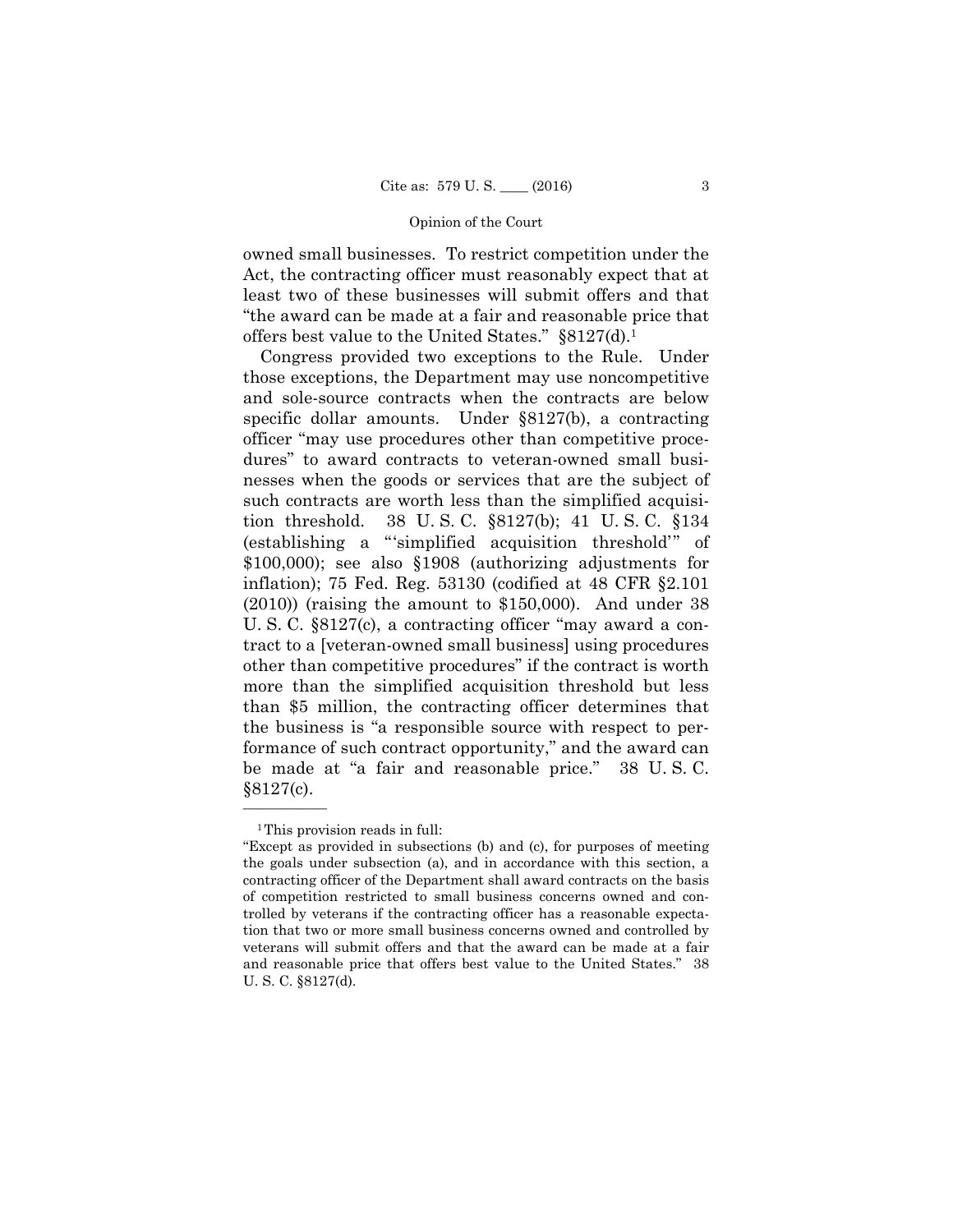owned small businesses. To restrict competition under the Act, the contracting officer must reasonably expect that at least two of these businesses will submit offers and that "the award can be made at a fair and reasonable price that offers best value to the United States." §8127(d).[1]

Congress provided two exceptions to the Rule. Under those exceptions, the Department may use noncompetitive and sole-source contracts when the contracts are below specific dollar amounts. Under §8127(b), a contracting officer "may use procedures other than competitive procedures" to award contracts to veteran-owned small businesses when the goods or services that are the subject of such contracts are worth less than the simplified acquisition threshold. 38 U. S. C. §8127(b); 41 U. S. C. §134 (establishing a "'simplified acquisition threshold'" of $100,000); see also §1908 (authorizing adjustments for inflation); 75 Fed. Reg. 53130 (codified at 48 CFR §2.101 (2010)) (raising the amount to $150,000). And under 38 U. S. C. §8127(c), a contracting officer "may award a contract to a [veteran-owned small business] using procedures other than competitive procedures" if the contract is worth more than the simplified acquisition threshold but less than $5 million, the contracting officer determines that the business is "a responsible source with respect to performance of such contract opportunity," and the award can be made at "a fair and reasonable price." 38 U. S. C. §8127(c).

---

[1] This provision reads in full:

"Except as provided in subsections (b) and (c), for purposes of meeting the goals under subsection (a), and in accordance with this section, a contracting officer of the Department shall award contracts on the basis of competition restricted to small business concerns owned and controlled by veterans if the contracting officer has a reasonable expectation that two or more small business concerns owned and controlled by veterans will submit offers and that the award can be made at a fair and reasonable price that offers best value to the United States." 38 U. S. C. §8127(d).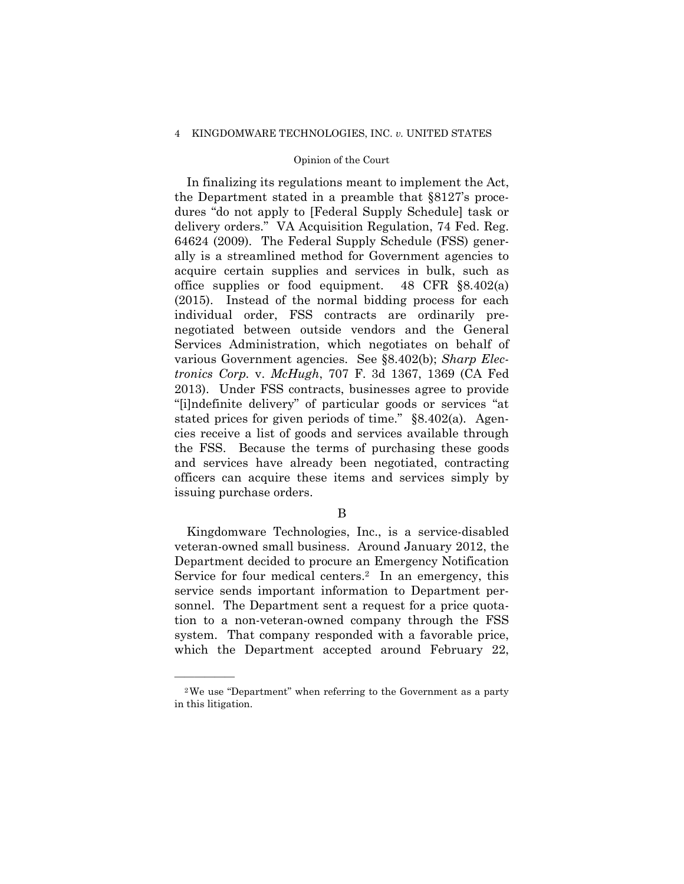In finalizing its regulations meant to implement the Act, the Department stated in a preamble that §8127's procedures "do not apply to [Federal Supply Schedule] task or delivery orders." VA Acquisition Regulation, 74 Fed. Reg. 64624 (2009). The Federal Supply Schedule (FSS) generally is a streamlined method for Government agencies to acquire certain supplies and services in bulk, such as office supplies or food equipment. 48 CFR §8.402(a) (2015). Instead of the normal bidding process for each individual order, FSS contracts are ordinarily pre-negotiated between outside vendors and the General Services Administration, which negotiates on behalf of various Government agencies. See §8.402(b); *Sharp Electronics Corp.* v. *McHugh*, 707 F. 3d 1367, 1369 (CA Fed 2013). Under FSS contracts, businesses agree to provide "[i]ndefinite delivery" of particular goods or services "at stated prices for given periods of time." §8.402(a). Agencies receive a list of goods and services available through the FSS. Because the terms of purchasing these goods and services have already been negotiated, contracting officers can acquire these items and services simply by issuing purchase orders.

B

Kingdomware Technologies, Inc., is a service-disabled veteran-owned small business. Around January 2012, the Department decided to procure an Emergency Notification Service for four medical centers.[2] In an emergency, this service sends important information to Department personnel. The Department sent a request for a price quotation to a non-veteran-owned company through the FSS system. That company responded with a favorable price, which the Department accepted around February 22,

---

[2] We use "Department" when referring to the Government as a party in this litigation.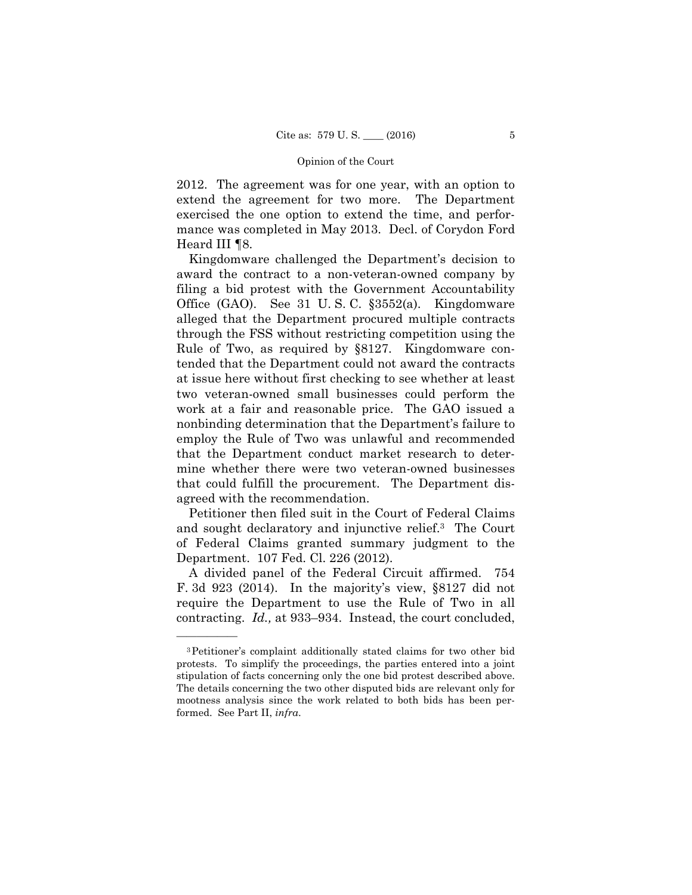2012. The agreement was for one year, with an option to extend the agreement for two more. The Department exercised the one option to extend the time, and performance was completed in May 2013. Decl. of Corydon Ford Heard III ¶8.

Kingdomware challenged the Department's decision to award the contract to a non-veteran-owned company by filing a bid protest with the Government Accountability Office (GAO). See 31 U. S. C. §3552(a). Kingdomware alleged that the Department procured multiple contracts through the FSS without restricting competition using the Rule of Two, as required by §8127. Kingdomware contended that the Department could not award the contracts at issue here without first checking to see whether at least two veteran-owned small businesses could perform the work at a fair and reasonable price. The GAO issued a nonbinding determination that the Department's failure to employ the Rule of Two was unlawful and recommended that the Department conduct market research to determine whether there were two veteran-owned businesses that could fulfill the procurement. The Department disagreed with the recommendation.

Petitioner then filed suit in the Court of Federal Claims and sought declaratory and injunctive relief.[3] The Court of Federal Claims granted summary judgment to the Department. 107 Fed. Cl. 226 (2012).

A divided panel of the Federal Circuit affirmed. 754 F. 3d 923 (2014). In the majority's view, §8127 did not require the Department to use the Rule of Two in all contracting. *Id.,* at 933–934. Instead, the court concluded,

---

[3] Petitioner's complaint additionally stated claims for two other bid protests. To simplify the proceedings, the parties entered into a joint stipulation of facts concerning only the one bid protest described above. The details concerning the two other disputed bids are relevant only for mootness analysis since the work related to both bids has been performed. See Part II, *infra*.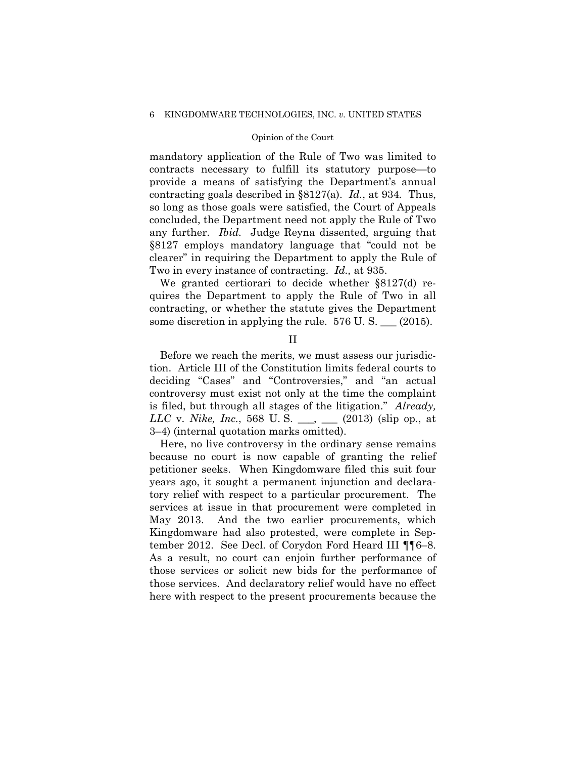mandatory application of the Rule of Two was limited to contracts necessary to fulfill its statutory purpose—to provide a means of satisfying the Department's annual contracting goals described in §8127(a). *Id.*, at 934. Thus, so long as those goals were satisfied, the Court of Appeals concluded, the Department need not apply the Rule of Two any further. *Ibid.* Judge Reyna dissented, arguing that §8127 employs mandatory language that "could not be clearer" in requiring the Department to apply the Rule of Two in every instance of contracting. *Id.,* at 935.

We granted certiorari to decide whether §8127(d) requires the Department to apply the Rule of Two in all contracting, or whether the statute gives the Department some discretion in applying the rule. 576 U. S. ___ (2015).

## II

Before we reach the merits, we must assess our jurisdiction. Article III of the Constitution limits federal courts to deciding "Cases" and "Controversies," and "an actual controversy must exist not only at the time the complaint is filed, but through all stages of the litigation." *Already, LLC* v. *Nike, Inc.*, 568 U. S. ___, ___ (2013) (slip op., at 3–4) (internal quotation marks omitted).

Here, no live controversy in the ordinary sense remains because no court is now capable of granting the relief petitioner seeks. When Kingdomware filed this suit four years ago, it sought a permanent injunction and declaratory relief with respect to a particular procurement. The services at issue in that procurement were completed in May 2013. And the two earlier procurements, which Kingdomware had also protested, were complete in September 2012. See Decl. of Corydon Ford Heard III ¶¶6–8. As a result, no court can enjoin further performance of those services or solicit new bids for the performance of those services. And declaratory relief would have no effect here with respect to the present procurements because the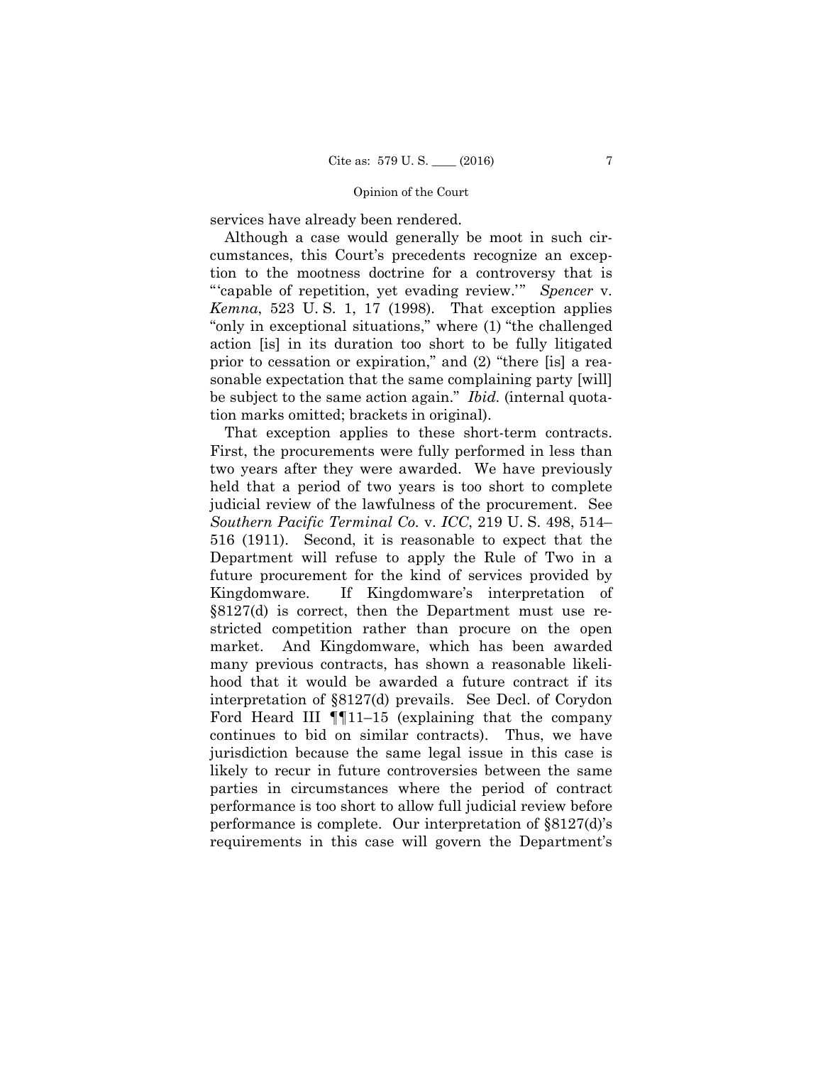services have already been rendered.

Although a case would generally be moot in such circumstances, this Court's precedents recognize an exception to the mootness doctrine for a controversy that is "'capable of repetition, yet evading review.'" *Spencer* v. *Kemna*, 523 U. S. 1, 17 (1998). That exception applies "only in exceptional situations," where (1) "the challenged action [is] in its duration too short to be fully litigated prior to cessation or expiration," and (2) "there [is] a reasonable expectation that the same complaining party [will] be subject to the same action again." *Ibid.* (internal quotation marks omitted; brackets in original).

That exception applies to these short-term contracts. First, the procurements were fully performed in less than two years after they were awarded. We have previously held that a period of two years is too short to complete judicial review of the lawfulness of the procurement. See *Southern Pacific Terminal Co.* v. *ICC*, 219 U. S. 498, 514–516 (1911). Second, it is reasonable to expect that the Department will refuse to apply the Rule of Two in a future procurement for the kind of services provided by Kingdomware. If Kingdomware's interpretation of §8127(d) is correct, then the Department must use restricted competition rather than procure on the open market. And Kingdomware, which has been awarded many previous contracts, has shown a reasonable likelihood that it would be awarded a future contract if its interpretation of §8127(d) prevails. See Decl. of Corydon Ford Heard III ¶¶11–15 (explaining that the company continues to bid on similar contracts). Thus, we have jurisdiction because the same legal issue in this case is likely to recur in future controversies between the same parties in circumstances where the period of contract performance is too short to allow full judicial review before performance is complete. Our interpretation of §8127(d)'s requirements in this case will govern the Department's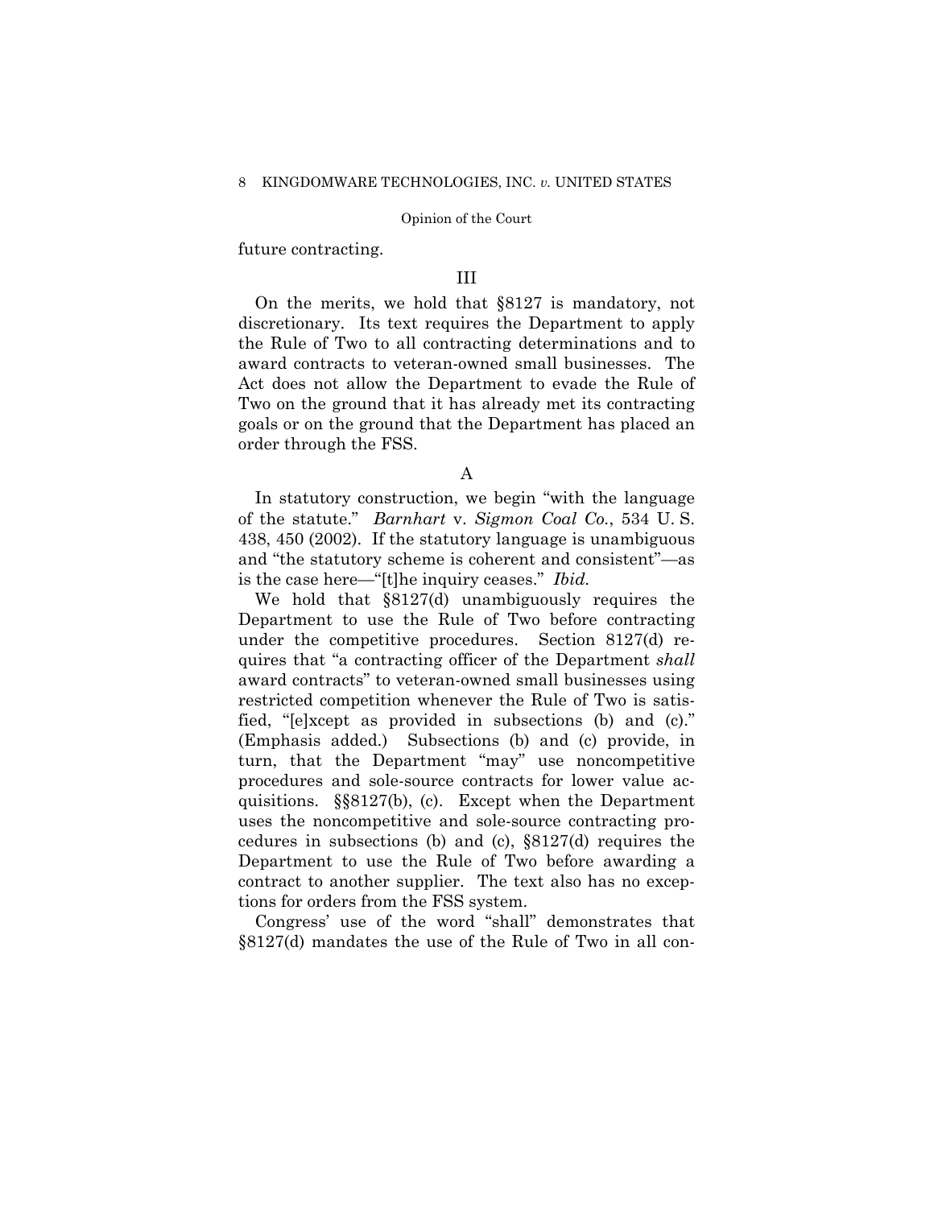future contracting.

## III

On the merits, we hold that §8127 is mandatory, not discretionary. Its text requires the Department to apply the Rule of Two to all contracting determinations and to award contracts to veteran-owned small businesses. The Act does not allow the Department to evade the Rule of Two on the ground that it has already met its contracting goals or on the ground that the Department has placed an order through the FSS.

### A

In statutory construction, we begin "with the language of the statute." *Barnhart* v. *Sigmon Coal Co.*, 534 U. S. 438, 450 (2002). If the statutory language is unambiguous and "the statutory scheme is coherent and consistent"—as is the case here—"[t]he inquiry ceases." *Ibid.*

We hold that §8127(d) unambiguously requires the Department to use the Rule of Two before contracting under the competitive procedures. Section 8127(d) requires that "a contracting officer of the Department *shall* award contracts" to veteran-owned small businesses using restricted competition whenever the Rule of Two is satisfied, "[e]xcept as provided in subsections (b) and (c)." (Emphasis added.) Subsections (b) and (c) provide, in turn, that the Department "may" use noncompetitive procedures and sole-source contracts for lower value acquisitions. §§8127(b), (c). Except when the Department uses the noncompetitive and sole-source contracting procedures in subsections (b) and (c), §8127(d) requires the Department to use the Rule of Two before awarding a contract to another supplier. The text also has no exceptions for orders from the FSS system.

Congress' use of the word "shall" demonstrates that §8127(d) mandates the use of the Rule of Two in all con-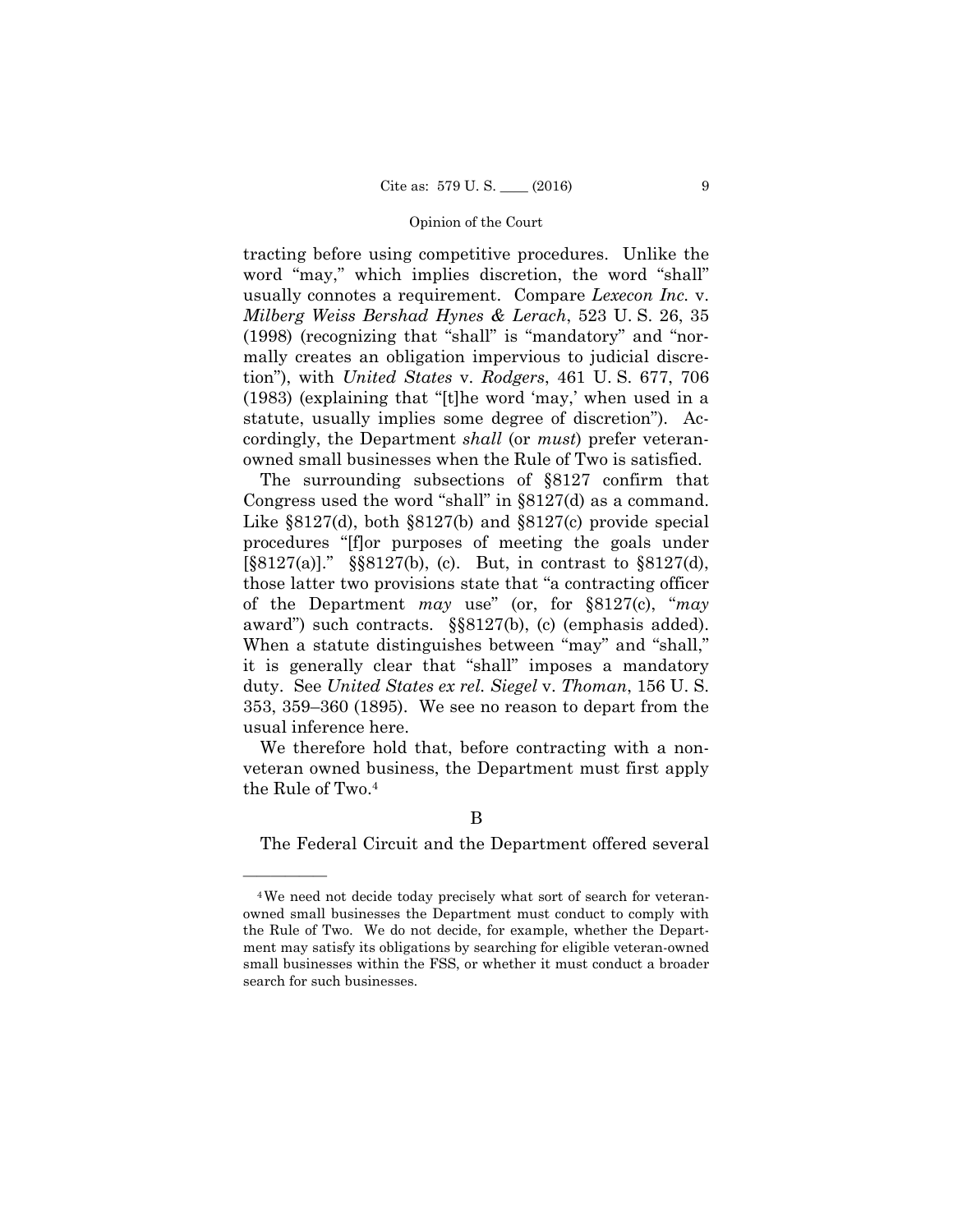tracting before using competitive procedures. Unlike the word "may," which implies discretion, the word "shall" usually connotes a requirement. Compare *Lexecon Inc.* v. *Milberg Weiss Bershad Hynes & Lerach*, 523 U. S. 26, 35 (1998) (recognizing that "shall" is "mandatory" and "normally creates an obligation impervious to judicial discretion"), with *United States* v. *Rodgers*, 461 U. S. 677, 706 (1983) (explaining that "[t]he word 'may,' when used in a statute, usually implies some degree of discretion"). Accordingly, the Department *shall* (or *must*) prefer veteran-owned small businesses when the Rule of Two is satisfied.

The surrounding subsections of §8127 confirm that Congress used the word "shall" in §8127(d) as a command. Like §8127(d), both §8127(b) and §8127(c) provide special procedures "[f]or purposes of meeting the goals under [§8127(a)]." §§8127(b), (c). But, in contrast to §8127(d), those latter two provisions state that "a contracting officer of the Department *may* use" (or, for §8127(c), "*may* award") such contracts. §§8127(b), (c) (emphasis added). When a statute distinguishes between "may" and "shall," it is generally clear that "shall" imposes a mandatory duty. See *United States ex rel. Siegel* v. *Thoman*, 156 U. S. 353, 359–360 (1895). We see no reason to depart from the usual inference here.

We therefore hold that, before contracting with a non-veteran owned business, the Department must first apply the Rule of Two.[4]

## B

The Federal Circuit and the Department offered several

---

[4] We need not decide today precisely what sort of search for veteran-owned small businesses the Department must conduct to comply with the Rule of Two. We do not decide, for example, whether the Department may satisfy its obligations by searching for eligible veteran-owned small businesses within the FSS, or whether it must conduct a broader search for such businesses.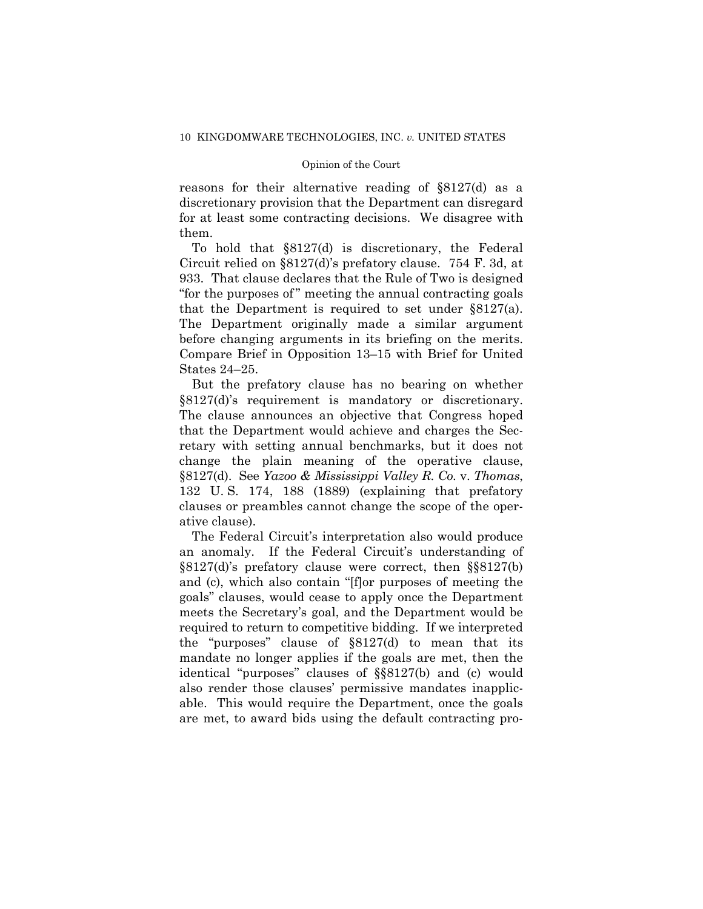reasons for their alternative reading of §8127(d) as a discretionary provision that the Department can disregard for at least some contracting decisions. We disagree with them.

To hold that §8127(d) is discretionary, the Federal Circuit relied on §8127(d)'s prefatory clause. 754 F. 3d, at 933. That clause declares that the Rule of Two is designed "for the purposes of" meeting the annual contracting goals that the Department is required to set under §8127(a). The Department originally made a similar argument before changing arguments in its briefing on the merits. Compare Brief in Opposition 13–15 with Brief for United States 24–25.

But the prefatory clause has no bearing on whether §8127(d)'s requirement is mandatory or discretionary. The clause announces an objective that Congress hoped that the Department would achieve and charges the Secretary with setting annual benchmarks, but it does not change the plain meaning of the operative clause, §8127(d). See *Yazoo & Mississippi Valley R. Co.* v. *Thomas*, 132 U. S. 174, 188 (1889) (explaining that prefatory clauses or preambles cannot change the scope of the operative clause).

The Federal Circuit's interpretation also would produce an anomaly. If the Federal Circuit's understanding of §8127(d)'s prefatory clause were correct, then §§8127(b) and (c), which also contain "[f]or purposes of meeting the goals" clauses, would cease to apply once the Department meets the Secretary's goal, and the Department would be required to return to competitive bidding. If we interpreted the "purposes" clause of §8127(d) to mean that its mandate no longer applies if the goals are met, then the identical "purposes" clauses of §§8127(b) and (c) would also render those clauses' permissive mandates inapplicable. This would require the Department, once the goals are met, to award bids using the default contracting pro-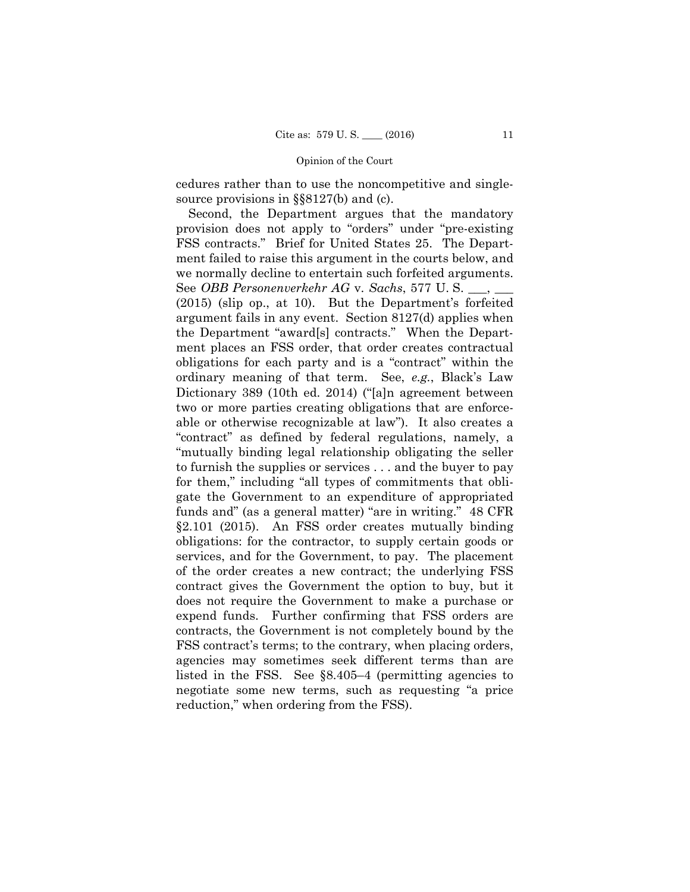cedures rather than to use the noncompetitive and single-source provisions in §§8127(b) and (c).

Second, the Department argues that the mandatory provision does not apply to "orders" under "pre-existing FSS contracts." Brief for United States 25. The Department failed to raise this argument in the courts below, and we normally decline to entertain such forfeited arguments. See *OBB Personenverkehr AG* v. *Sachs*, 577 U. S. \_\_\_, \_\_\_ (2015) (slip op., at 10). But the Department's forfeited argument fails in any event. Section 8127(d) applies when the Department "award[s] contracts." When the Department places an FSS order, that order creates contractual obligations for each party and is a "contract" within the ordinary meaning of that term. See, *e.g.*, Black's Law Dictionary 389 (10th ed. 2014) ("[a]n agreement between two or more parties creating obligations that are enforceable or otherwise recognizable at law"). It also creates a "contract" as defined by federal regulations, namely, a "mutually binding legal relationship obligating the seller to furnish the supplies or services . . . and the buyer to pay for them," including "all types of commitments that obligate the Government to an expenditure of appropriated funds and" (as a general matter) "are in writing." 48 CFR §2.101 (2015). An FSS order creates mutually binding obligations: for the contractor, to supply certain goods or services, and for the Government, to pay. The placement of the order creates a new contract; the underlying FSS contract gives the Government the option to buy, but it does not require the Government to make a purchase or expend funds. Further confirming that FSS orders are contracts, the Government is not completely bound by the FSS contract's terms; to the contrary, when placing orders, agencies may sometimes seek different terms than are listed in the FSS. See §8.405–4 (permitting agencies to negotiate some new terms, such as requesting "a price reduction," when ordering from the FSS).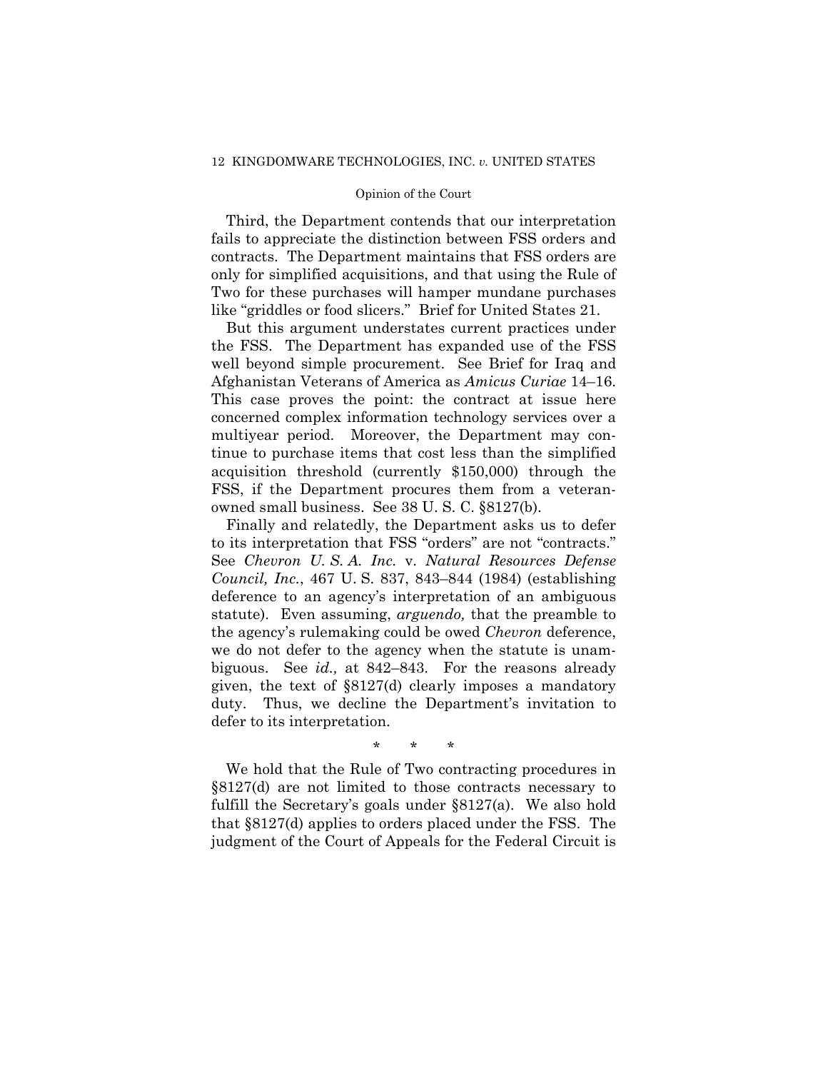Third, the Department contends that our interpretation fails to appreciate the distinction between FSS orders and contracts. The Department maintains that FSS orders are only for simplified acquisitions, and that using the Rule of Two for these purchases will hamper mundane purchases like "griddles or food slicers." Brief for United States 21.

But this argument understates current practices under the FSS. The Department has expanded use of the FSS well beyond simple procurement. See Brief for Iraq and Afghanistan Veterans of America as *Amicus Curiae* 14–16. This case proves the point: the contract at issue here concerned complex information technology services over a multiyear period. Moreover, the Department may continue to purchase items that cost less than the simplified acquisition threshold (currently $150,000) through the FSS, if the Department procures them from a veteran-owned small business. See 38 U. S. C. §8127(b).

Finally and relatedly, the Department asks us to defer to its interpretation that FSS "orders" are not "contracts." See *Chevron U. S. A. Inc.* v. *Natural Resources Defense Council, Inc.*, 467 U. S. 837, 843–844 (1984) (establishing deference to an agency's interpretation of an ambiguous statute). Even assuming, *arguendo,* that the preamble to the agency's rulemaking could be owed *Chevron* deference, we do not defer to the agency when the statute is unambiguous. See *id.,* at 842–843. For the reasons already given, the text of §8127(d) clearly imposes a mandatory duty. Thus, we decline the Department's invitation to defer to its interpretation.

\* \* \*

We hold that the Rule of Two contracting procedures in §8127(d) are not limited to those contracts necessary to fulfill the Secretary's goals under §8127(a). We also hold that §8127(d) applies to orders placed under the FSS. The judgment of the Court of Appeals for the Federal Circuit is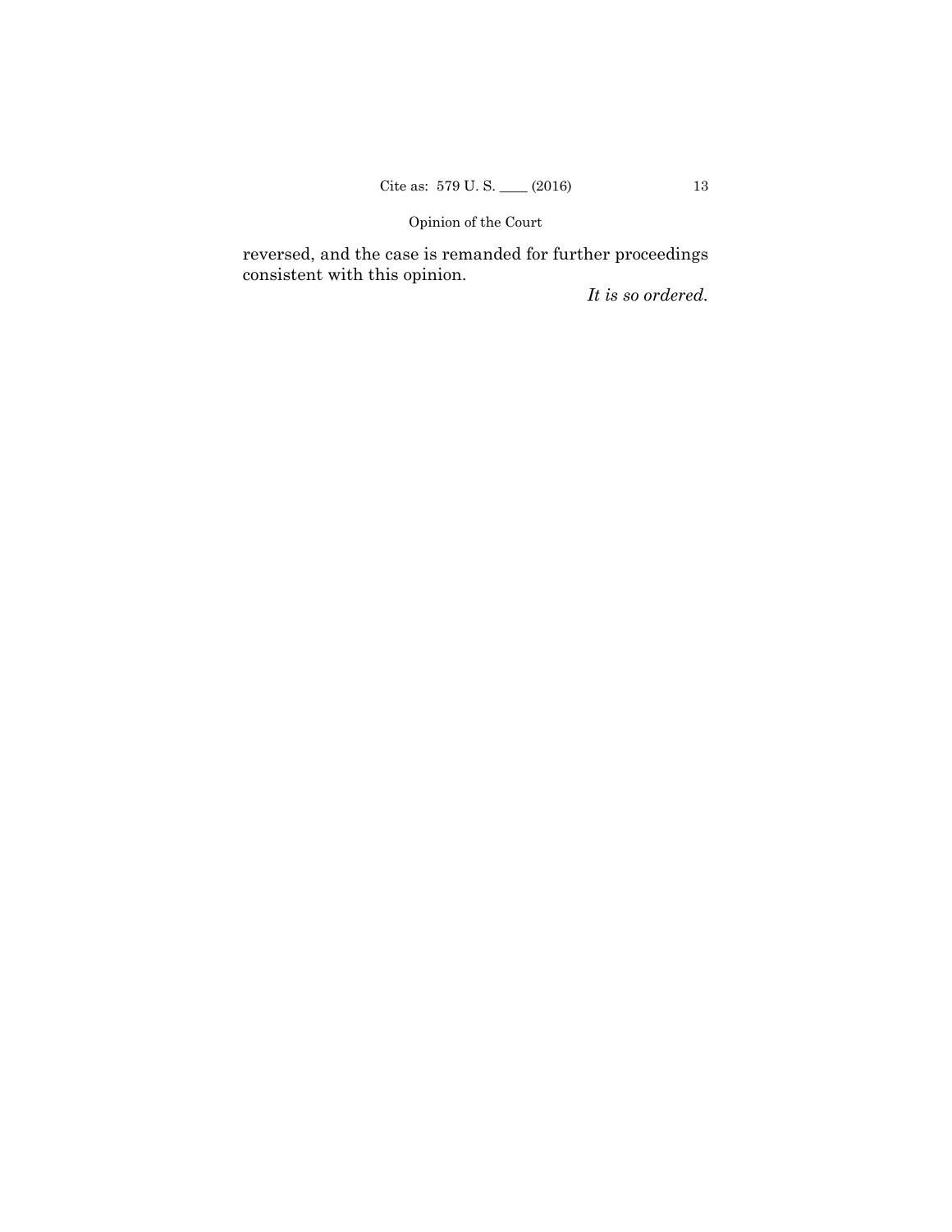reversed, and the case is remanded for further proceedings consistent with this opinion.

*It is so ordered.*